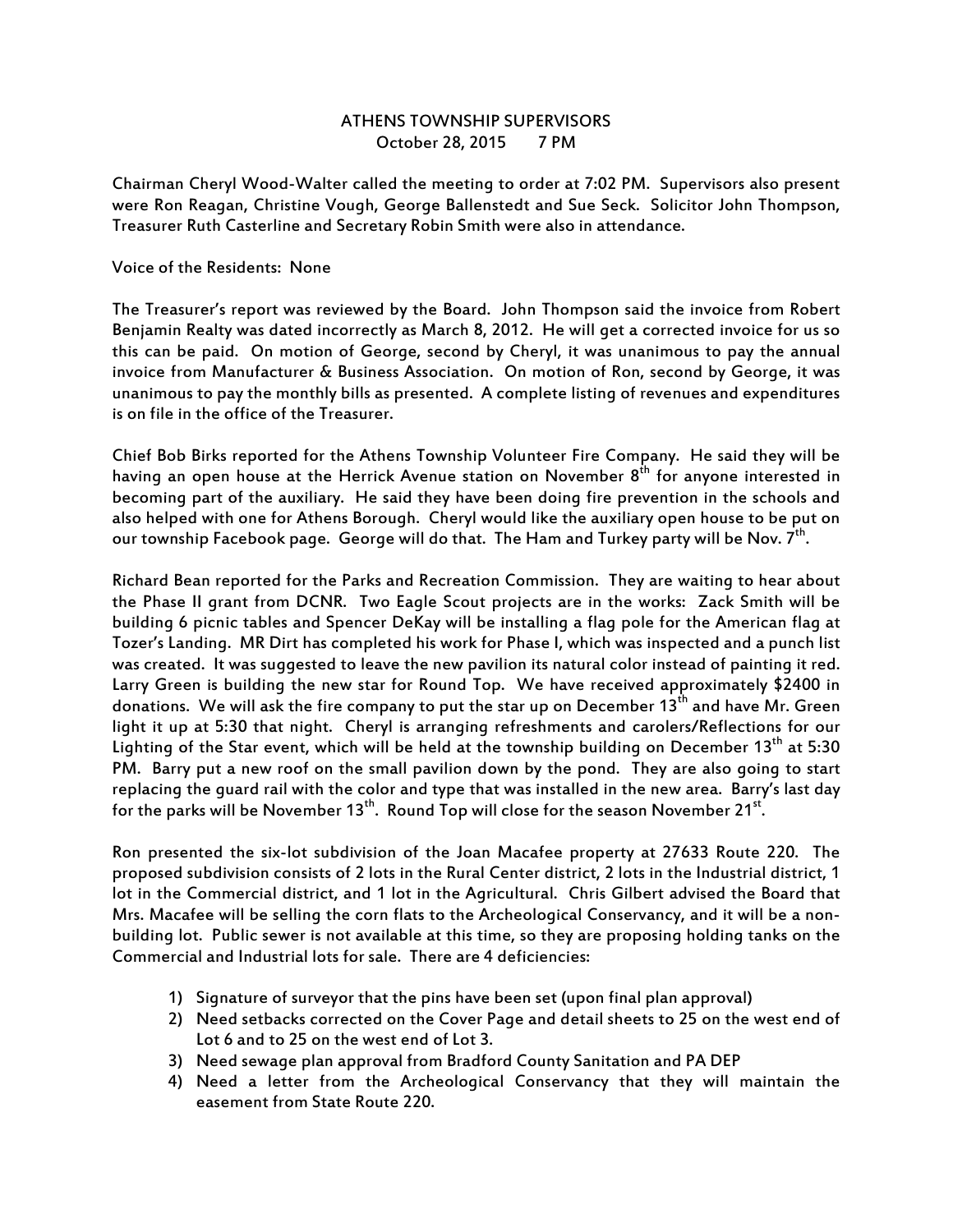ATHENS TOWNSHIP SUPERVISORS
October 28, 2015 7 PM

Chairman Cheryl Wood-Walter called the meeting to order at 7:02 PM. Supervisors also present were Ron Reagan, Christine Vough, George Ballenstedt and Sue Seck. Solicitor John Thompson, Treasurer Ruth Casterline and Secretary Robin Smith were also in attendance.

Voice of the Residents: None

The Treasurer's report was reviewed by the Board. John Thompson said the invoice from Robert Benjamin Realty was dated incorrectly as March 8, 2012. He will get a corrected invoice for us so this can be paid. On motion of George, second by Cheryl, it was unanimous to pay the annual invoice from Manufacturer & Business Association. On motion of Ron, second by George, it was unanimous to pay the monthly bills as presented. A complete listing of revenues and expenditures is on file in the office of the Treasurer.

Chief Bob Birks reported for the Athens Township Volunteer Fire Company. He said they will be having an open house at the Herrick Avenue station on November 8th for anyone interested in becoming part of the auxiliary. He said they have been doing fire prevention in the schools and also helped with one for Athens Borough. Cheryl would like the auxiliary open house to be put on our township Facebook page. George will do that. The Ham and Turkey party will be Nov. 7th.

Richard Bean reported for the Parks and Recreation Commission. They are waiting to hear about the Phase II grant from DCNR. Two Eagle Scout projects are in the works: Zack Smith will be building 6 picnic tables and Spencer DeKay will be installing a flag pole for the American flag at Tozer's Landing. MR Dirt has completed his work for Phase I, which was inspected and a punch list was created. It was suggested to leave the new pavilion its natural color instead of painting it red. Larry Green is building the new star for Round Top. We have received approximately $2400 in donations. We will ask the fire company to put the star up on December 13th and have Mr. Green light it up at 5:30 that night. Cheryl is arranging refreshments and carolers/Reflections for our Lighting of the Star event, which will be held at the township building on December 13th at 5:30 PM. Barry put a new roof on the small pavilion down by the pond. They are also going to start replacing the guard rail with the color and type that was installed in the new area. Barry's last day for the parks will be November 13th. Round Top will close for the season November 21st.

Ron presented the six-lot subdivision of the Joan Macafee property at 27633 Route 220. The proposed subdivision consists of 2 lots in the Rural Center district, 2 lots in the Industrial district, 1 lot in the Commercial district, and 1 lot in the Agricultural. Chris Gilbert advised the Board that Mrs. Macafee will be selling the corn flats to the Archeological Conservancy, and it will be a non-building lot. Public sewer is not available at this time, so they are proposing holding tanks on the Commercial and Industrial lots for sale. There are 4 deficiencies:

1) Signature of surveyor that the pins have been set (upon final plan approval)
2) Need setbacks corrected on the Cover Page and detail sheets to 25 on the west end of Lot 6 and to 25 on the west end of Lot 3.
3) Need sewage plan approval from Bradford County Sanitation and PA DEP
4) Need a letter from the Archeological Conservancy that they will maintain the easement from State Route 220.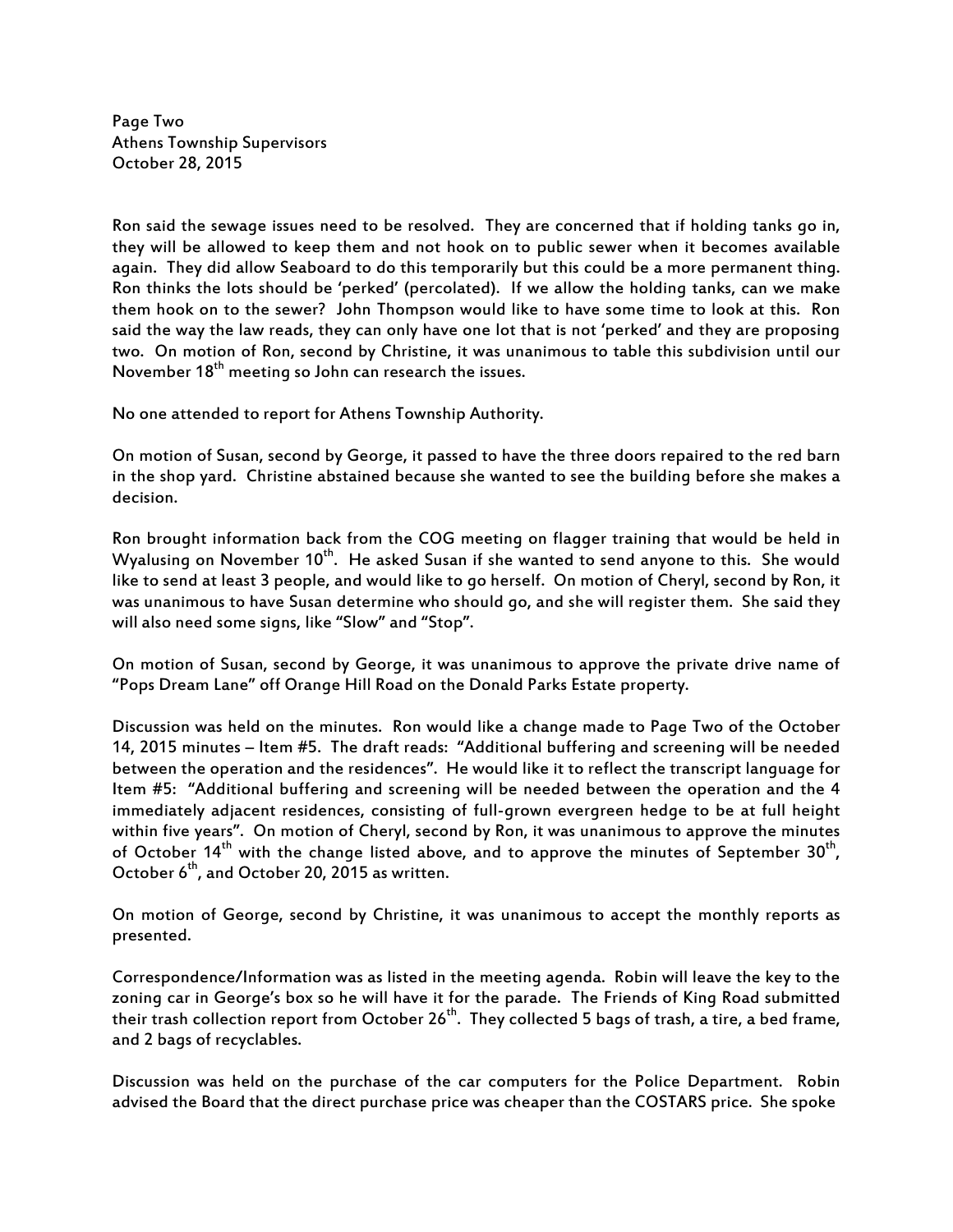Ron said the sewage issues need to be resolved. They are concerned that if holding tanks go in, they will be allowed to keep them and not hook on to public sewer when it becomes available again. They did allow Seaboard to do this temporarily but this could be a more permanent thing. Ron thinks the lots should be 'perked' (percolated). If we allow the holding tanks, can we make them hook on to the sewer? John Thompson would like to have some time to look at this. Ron said the way the law reads, they can only have one lot that is not 'perked' and they are proposing two. On motion of Ron, second by Christine, it was unanimous to table this subdivision until our November 18th meeting so John can research the issues.

No one attended to report for Athens Township Authority.

On motion of Susan, second by George, it passed to have the three doors repaired to the red barn in the shop yard. Christine abstained because she wanted to see the building before she makes a decision.

Ron brought information back from the COG meeting on flagger training that would be held in Wyalusing on November 10th. He asked Susan if she wanted to send anyone to this. She would like to send at least 3 people, and would like to go herself. On motion of Cheryl, second by Ron, it was unanimous to have Susan determine who should go, and she will register them. She said they will also need some signs, like "Slow" and "Stop".

On motion of Susan, second by George, it was unanimous to approve the private drive name of "Pops Dream Lane" off Orange Hill Road on the Donald Parks Estate property.

Discussion was held on the minutes. Ron would like a change made to Page Two of the October 14, 2015 minutes – Item #5. The draft reads: "Additional buffering and screening will be needed between the operation and the residences". He would like it to reflect the transcript language for Item #5: "Additional buffering and screening will be needed between the operation and the 4 immediately adjacent residences, consisting of full-grown evergreen hedge to be at full height within five years". On motion of Cheryl, second by Ron, it was unanimous to approve the minutes of October 14th with the change listed above, and to approve the minutes of September 30th, October 6th, and October 20, 2015 as written.

On motion of George, second by Christine, it was unanimous to accept the monthly reports as presented.

Correspondence/Information was as listed in the meeting agenda. Robin will leave the key to the zoning car in George's box so he will have it for the parade. The Friends of King Road submitted their trash collection report from October 26th. They collected 5 bags of trash, a tire, a bed frame, and 2 bags of recyclables.

Discussion was held on the purchase of the car computers for the Police Department. Robin advised the Board that the direct purchase price was cheaper than the COSTARS price. She spoke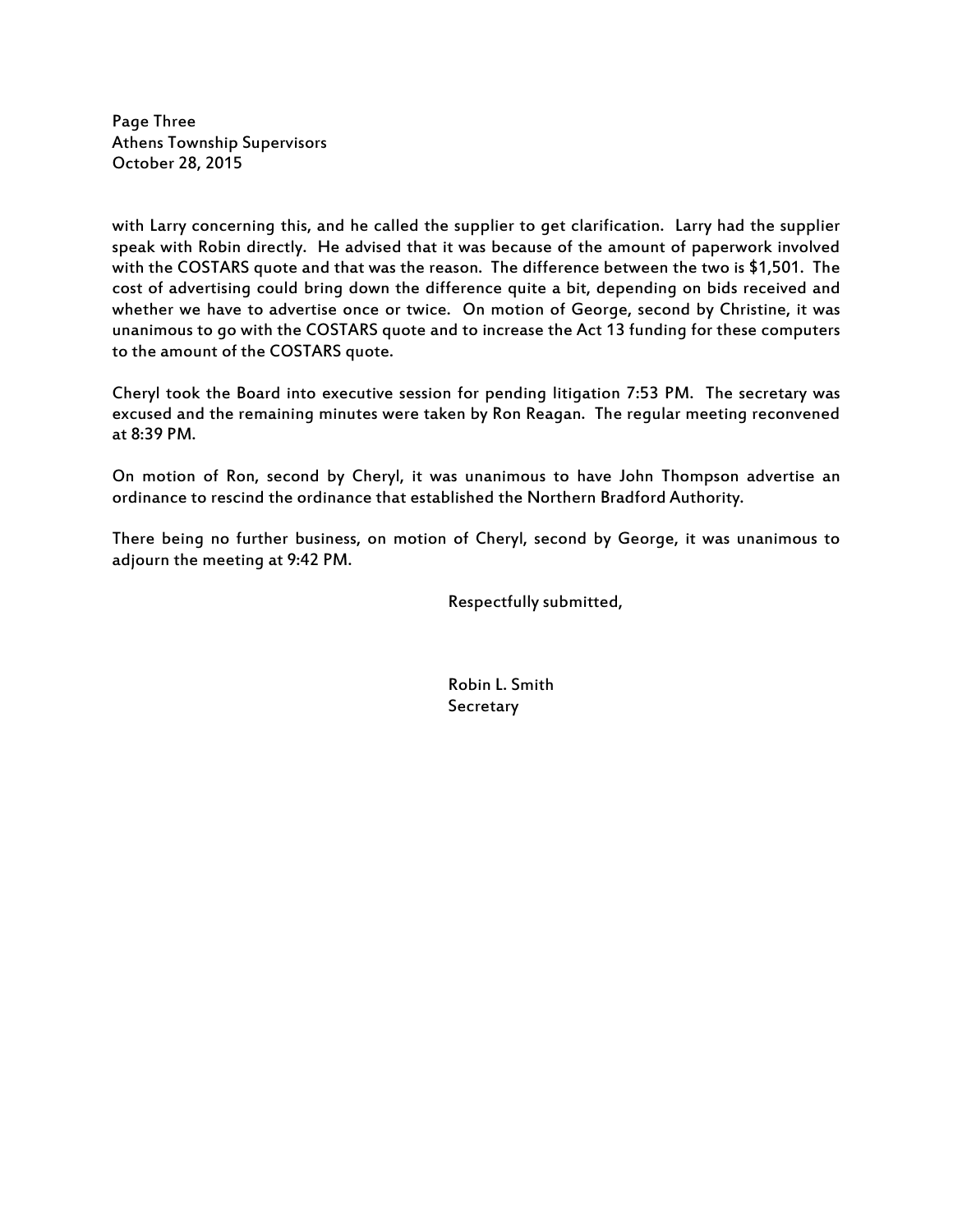with Larry concerning this, and he called the supplier to get clarification. Larry had the supplier speak with Robin directly. He advised that it was because of the amount of paperwork involved with the COSTARS quote and that was the reason. The difference between the two is $1,501. The cost of advertising could bring down the difference quite a bit, depending on bids received and whether we have to advertise once or twice. On motion of George, second by Christine, it was unanimous to go with the COSTARS quote and to increase the Act 13 funding for these computers to the amount of the COSTARS quote.

Cheryl took the Board into executive session for pending litigation 7:53 PM. The secretary was excused and the remaining minutes were taken by Ron Reagan. The regular meeting reconvened at 8:39 PM.

On motion of Ron, second by Cheryl, it was unanimous to have John Thompson advertise an ordinance to rescind the ordinance that established the Northern Bradford Authority.

There being no further business, on motion of Cheryl, second by George, it was unanimous to adjourn the meeting at 9:42 PM.

Respectfully submitted,

Robin L. Smith
Secretary